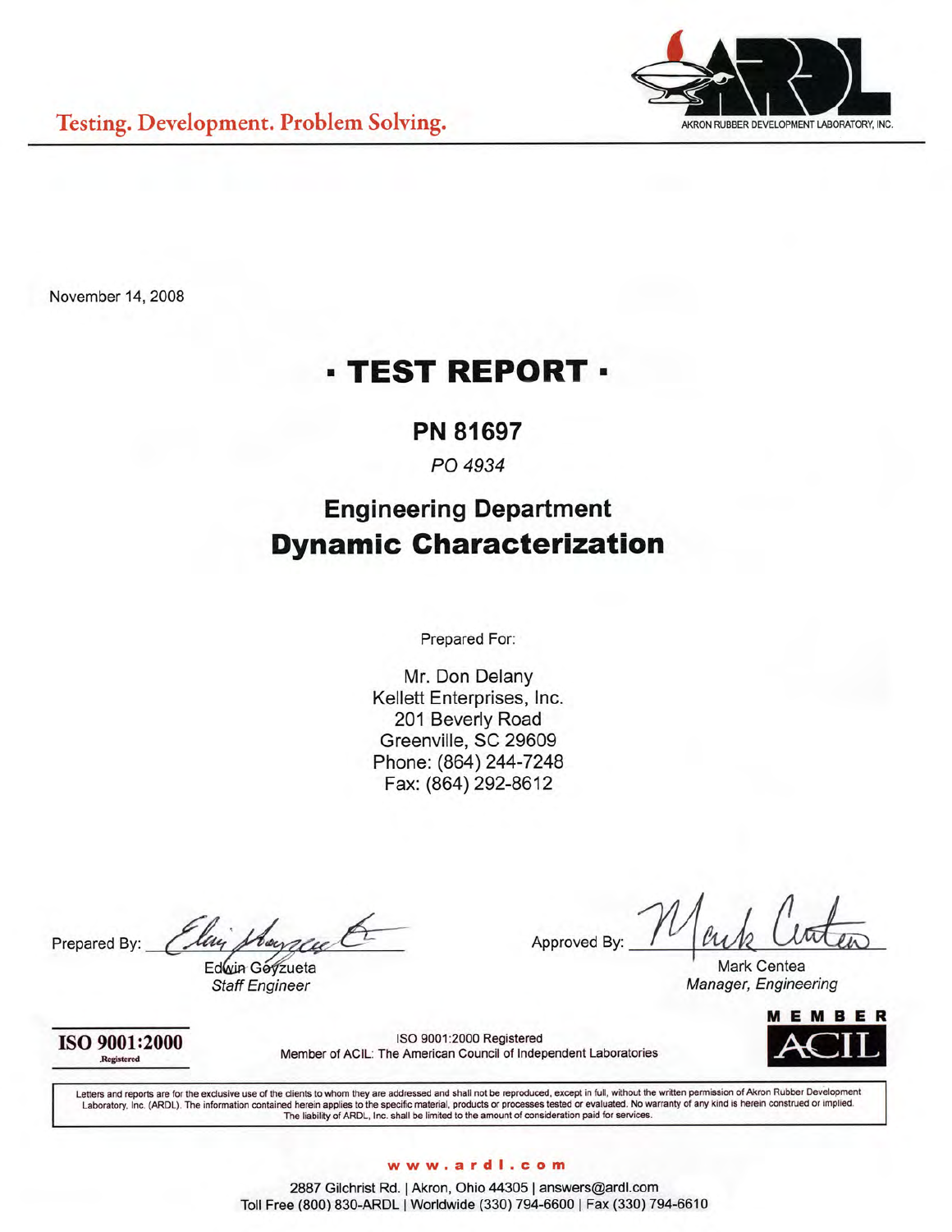Testing. Development. Problem Solving.

AKRON RUBBER DEVELOPMENT LABORATORY, INC.

November 14, 2008

# · TEST REPORT ·

## PN 81697

*PO 4934*

## Engineering Department
## Dynamic Characterization

Prepared For:

Mr. Don Delany
Kellett Enterprises, Inc.
201 Beverly Road
Greenville, SC 29609
Phone: (864) 244-7248
Fax: (864) 292-8612

Prepared By: Edwin Goyzueta
*Staff Engineer*

Approved By: Mark Centea
*Manager, Engineering*

**ISO 9001:2000**
Registered

ISO 9001:2000 Registered
Member of ACIL: The American Council of Independent Laboratories

MEMBER ACIL

Letters and reports are for the exclusive use of the clients to whom they are addressed and shall not be reproduced, except in full, without the written permission of Akron Rubber Development Laboratory, Inc. (ARDL). The information contained herein applies to the specific material, products or processes tested or evaluated. No warranty of any kind is herein construed or implied. The liability of ARDL, Inc. shall be limited to the amount of consideration paid for services.

www.ardl.com

2887 Gilchrist Rd. | Akron, Ohio 44305 | answers@ardl.com
Toll Free (800) 830-ARDL | Worldwide (330) 794-6600 | Fax (330) 794-6610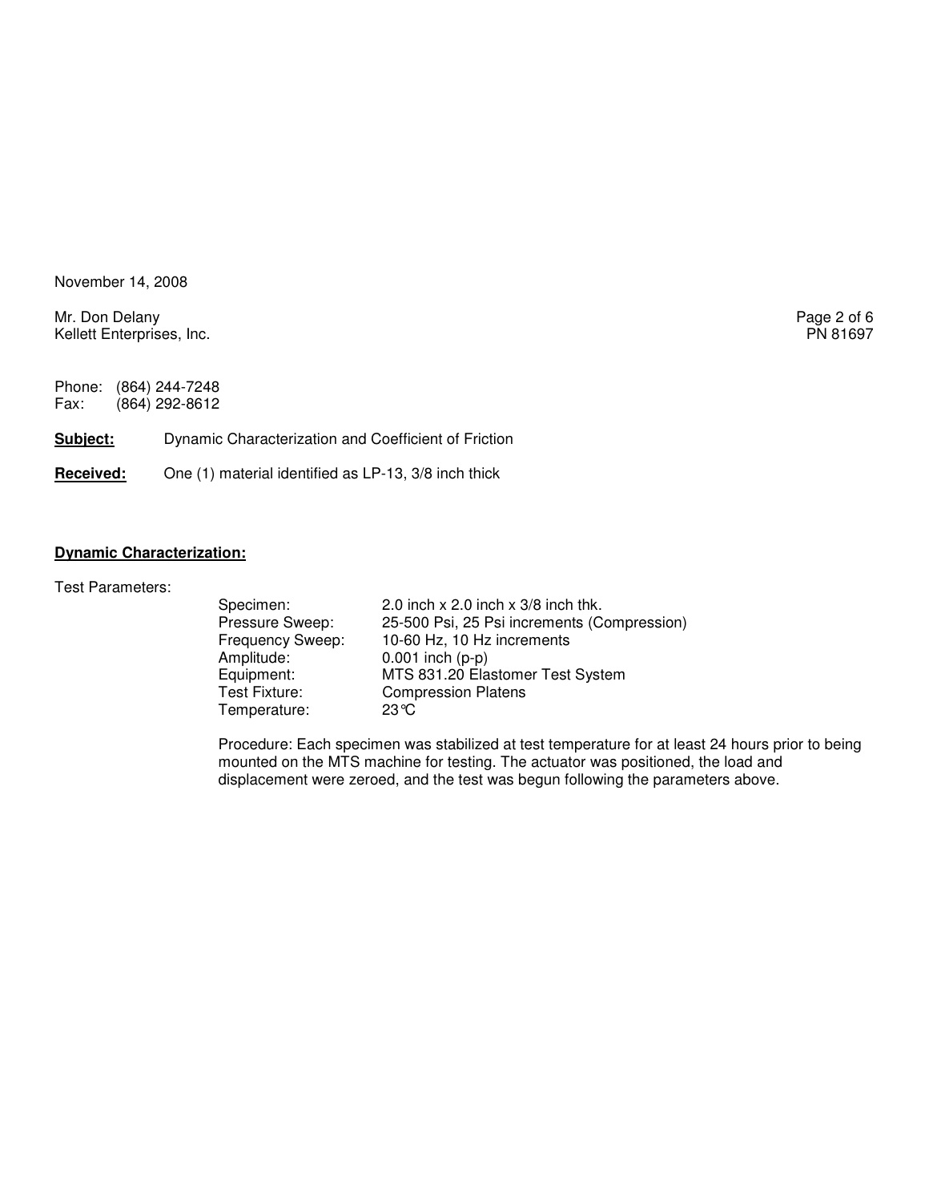November 14, 2008

Mr. Don Delany
Kellett Enterprises, Inc.

PN 81697

Phone: (864) 244-7248
Fax: (864) 292-8612

**Subject:** Dynamic Characterization and Coefficient of Friction

**Received:** One (1) material identified as LP-13, 3/8 inch thick

**Dynamic Characterization:**

Test Parameters:

| | |
|---|---|
| Specimen: | 2.0 inch x 2.0 inch x 3/8 inch thk. |
| Pressure Sweep: | 25-500 Psi, 25 Psi increments (Compression) |
| Frequency Sweep: | 10-60 Hz, 10 Hz increments |
| Amplitude: | 0.001 inch (p-p) |
| Equipment: | MTS 831.20 Elastomer Test System |
| Test Fixture: | Compression Platens |
| Temperature: | 23°C |

Procedure: Each specimen was stabilized at test temperature for at least 24 hours prior to being mounted on the MTS machine for testing. The actuator was positioned, the load and displacement were zeroed, and the test was begun following the parameters above.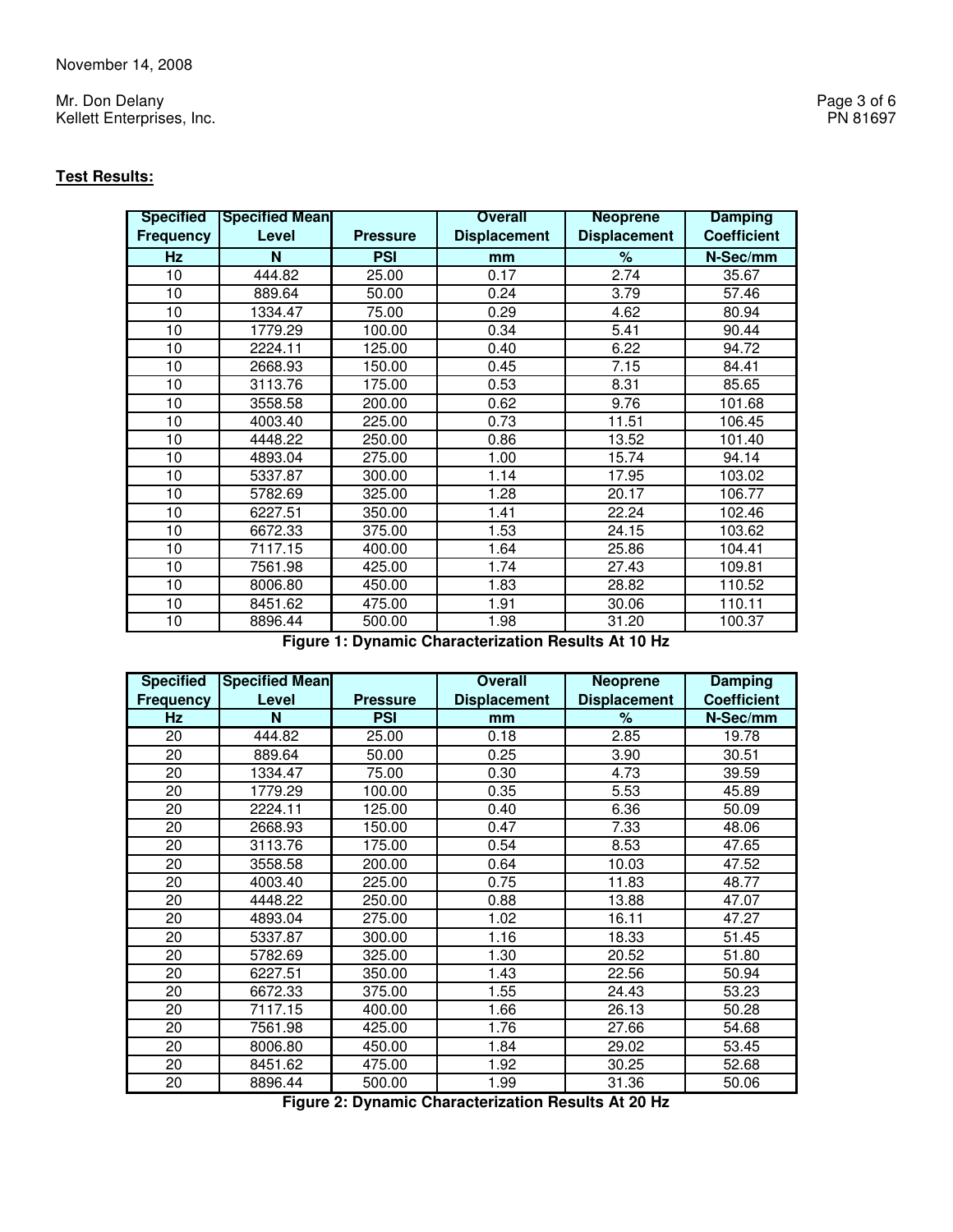November 14, 2008

Mr. Don Delany
Kellett Enterprises, Inc.

PN 81697

**Test Results:**

| Specified Frequency | Specified Mean Level | Pressure | Overall Displacement | Neoprene Displacement | Damping Coefficient |
|---|---|---|---|---|---|
| Hz | N | PSI | mm | % | N-Sec/mm |
| 10 | 444.82 | 25.00 | 0.17 | 2.74 | 35.67 |
| 10 | 889.64 | 50.00 | 0.24 | 3.79 | 57.46 |
| 10 | 1334.47 | 75.00 | 0.29 | 4.62 | 80.94 |
| 10 | 1779.29 | 100.00 | 0.34 | 5.41 | 90.44 |
| 10 | 2224.11 | 125.00 | 0.40 | 6.22 | 94.72 |
| 10 | 2668.93 | 150.00 | 0.45 | 7.15 | 84.41 |
| 10 | 3113.76 | 175.00 | 0.53 | 8.31 | 85.65 |
| 10 | 3558.58 | 200.00 | 0.62 | 9.76 | 101.68 |
| 10 | 4003.40 | 225.00 | 0.73 | 11.51 | 106.45 |
| 10 | 4448.22 | 250.00 | 0.86 | 13.52 | 101.40 |
| 10 | 4893.04 | 275.00 | 1.00 | 15.74 | 94.14 |
| 10 | 5337.87 | 300.00 | 1.14 | 17.95 | 103.02 |
| 10 | 5782.69 | 325.00 | 1.28 | 20.17 | 106.77 |
| 10 | 6227.51 | 350.00 | 1.41 | 22.24 | 102.46 |
| 10 | 6672.33 | 375.00 | 1.53 | 24.15 | 103.62 |
| 10 | 7117.15 | 400.00 | 1.64 | 25.86 | 104.41 |
| 10 | 7561.98 | 425.00 | 1.74 | 27.43 | 109.81 |
| 10 | 8006.80 | 450.00 | 1.83 | 28.82 | 110.52 |
| 10 | 8451.62 | 475.00 | 1.91 | 30.06 | 110.11 |
| 10 | 8896.44 | 500.00 | 1.98 | 31.20 | 100.37 |

**Figure 1: Dynamic Characterization Results At 10 Hz**

| Specified Frequency | Specified Mean Level | Pressure | Overall Displacement | Neoprene Displacement | Damping Coefficient |
|---|---|---|---|---|---|
| Hz | N | PSI | mm | % | N-Sec/mm |
| 20 | 444.82 | 25.00 | 0.18 | 2.85 | 19.78 |
| 20 | 889.64 | 50.00 | 0.25 | 3.90 | 30.51 |
| 20 | 1334.47 | 75.00 | 0.30 | 4.73 | 39.59 |
| 20 | 1779.29 | 100.00 | 0.35 | 5.53 | 45.89 |
| 20 | 2224.11 | 125.00 | 0.40 | 6.36 | 50.09 |
| 20 | 2668.93 | 150.00 | 0.47 | 7.33 | 48.06 |
| 20 | 3113.76 | 175.00 | 0.54 | 8.53 | 47.65 |
| 20 | 3558.58 | 200.00 | 0.64 | 10.03 | 47.52 |
| 20 | 4003.40 | 225.00 | 0.75 | 11.83 | 48.77 |
| 20 | 4448.22 | 250.00 | 0.88 | 13.88 | 47.07 |
| 20 | 4893.04 | 275.00 | 1.02 | 16.11 | 47.27 |
| 20 | 5337.87 | 300.00 | 1.16 | 18.33 | 51.45 |
| 20 | 5782.69 | 325.00 | 1.30 | 20.52 | 51.80 |
| 20 | 6227.51 | 350.00 | 1.43 | 22.56 | 50.94 |
| 20 | 6672.33 | 375.00 | 1.55 | 24.43 | 53.23 |
| 20 | 7117.15 | 400.00 | 1.66 | 26.13 | 50.28 |
| 20 | 7561.98 | 425.00 | 1.76 | 27.66 | 54.68 |
| 20 | 8006.80 | 450.00 | 1.84 | 29.02 | 53.45 |
| 20 | 8451.62 | 475.00 | 1.92 | 30.25 | 52.68 |
| 20 | 8896.44 | 500.00 | 1.99 | 31.36 | 50.06 |

**Figure 2: Dynamic Characterization Results At 20 Hz**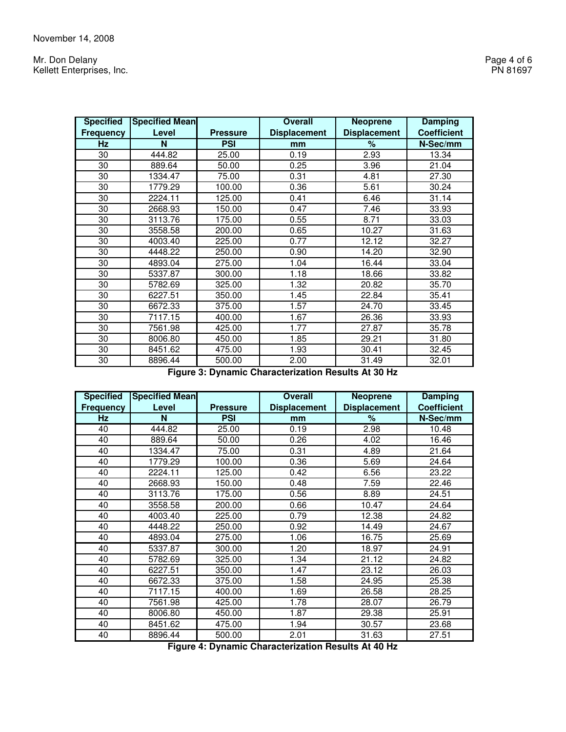November 14, 2008

Mr. Don Delany
Kellett Enterprises, Inc.

| Specified Frequency | Specified Mean Level | Pressure | Overall Displacement | Neoprene Displacement | Damping Coefficient |
|---|---|---|---|---|---|
| Hz | N | PSI | mm | % | N-Sec/mm |
| 30 | 444.82 | 25.00 | 0.19 | 2.93 | 13.34 |
| 30 | 889.64 | 50.00 | 0.25 | 3.96 | 21.04 |
| 30 | 1334.47 | 75.00 | 0.31 | 4.81 | 27.30 |
| 30 | 1779.29 | 100.00 | 0.36 | 5.61 | 30.24 |
| 30 | 2224.11 | 125.00 | 0.41 | 6.46 | 31.14 |
| 30 | 2668.93 | 150.00 | 0.47 | 7.46 | 33.93 |
| 30 | 3113.76 | 175.00 | 0.55 | 8.71 | 33.03 |
| 30 | 3558.58 | 200.00 | 0.65 | 10.27 | 31.63 |
| 30 | 4003.40 | 225.00 | 0.77 | 12.12 | 32.27 |
| 30 | 4448.22 | 250.00 | 0.90 | 14.20 | 32.90 |
| 30 | 4893.04 | 275.00 | 1.04 | 16.44 | 33.04 |
| 30 | 5337.87 | 300.00 | 1.18 | 18.66 | 33.82 |
| 30 | 5782.69 | 325.00 | 1.32 | 20.82 | 35.70 |
| 30 | 6227.51 | 350.00 | 1.45 | 22.84 | 35.41 |
| 30 | 6672.33 | 375.00 | 1.57 | 24.70 | 33.45 |
| 30 | 7117.15 | 400.00 | 1.67 | 26.36 | 33.93 |
| 30 | 7561.98 | 425.00 | 1.77 | 27.87 | 35.78 |
| 30 | 8006.80 | 450.00 | 1.85 | 29.21 | 31.80 |
| 30 | 8451.62 | 475.00 | 1.93 | 30.41 | 32.45 |
| 30 | 8896.44 | 500.00 | 2.00 | 31.49 | 32.01 |

**Figure 3: Dynamic Characterization Results At 30 Hz**

| Specified Frequency | Specified Mean Level | Pressure | Overall Displacement | Neoprene Displacement | Damping Coefficient |
|---|---|---|---|---|---|
| Hz | N | PSI | mm | % | N-Sec/mm |
| 40 | 444.82 | 25.00 | 0.19 | 2.98 | 10.48 |
| 40 | 889.64 | 50.00 | 0.26 | 4.02 | 16.46 |
| 40 | 1334.47 | 75.00 | 0.31 | 4.89 | 21.64 |
| 40 | 1779.29 | 100.00 | 0.36 | 5.69 | 24.64 |
| 40 | 2224.11 | 125.00 | 0.42 | 6.56 | 23.22 |
| 40 | 2668.93 | 150.00 | 0.48 | 7.59 | 22.46 |
| 40 | 3113.76 | 175.00 | 0.56 | 8.89 | 24.51 |
| 40 | 3558.58 | 200.00 | 0.66 | 10.47 | 24.64 |
| 40 | 4003.40 | 225.00 | 0.79 | 12.38 | 24.82 |
| 40 | 4448.22 | 250.00 | 0.92 | 14.49 | 24.67 |
| 40 | 4893.04 | 275.00 | 1.06 | 16.75 | 25.69 |
| 40 | 5337.87 | 300.00 | 1.20 | 18.97 | 24.91 |
| 40 | 5782.69 | 325.00 | 1.34 | 21.12 | 24.82 |
| 40 | 6227.51 | 350.00 | 1.47 | 23.12 | 26.03 |
| 40 | 6672.33 | 375.00 | 1.58 | 24.95 | 25.38 |
| 40 | 7117.15 | 400.00 | 1.69 | 26.58 | 28.25 |
| 40 | 7561.98 | 425.00 | 1.78 | 28.07 | 26.79 |
| 40 | 8006.80 | 450.00 | 1.87 | 29.38 | 25.91 |
| 40 | 8451.62 | 475.00 | 1.94 | 30.57 | 23.68 |
| 40 | 8896.44 | 500.00 | 2.01 | 31.63 | 27.51 |

**Figure 4: Dynamic Characterization Results At 40 Hz**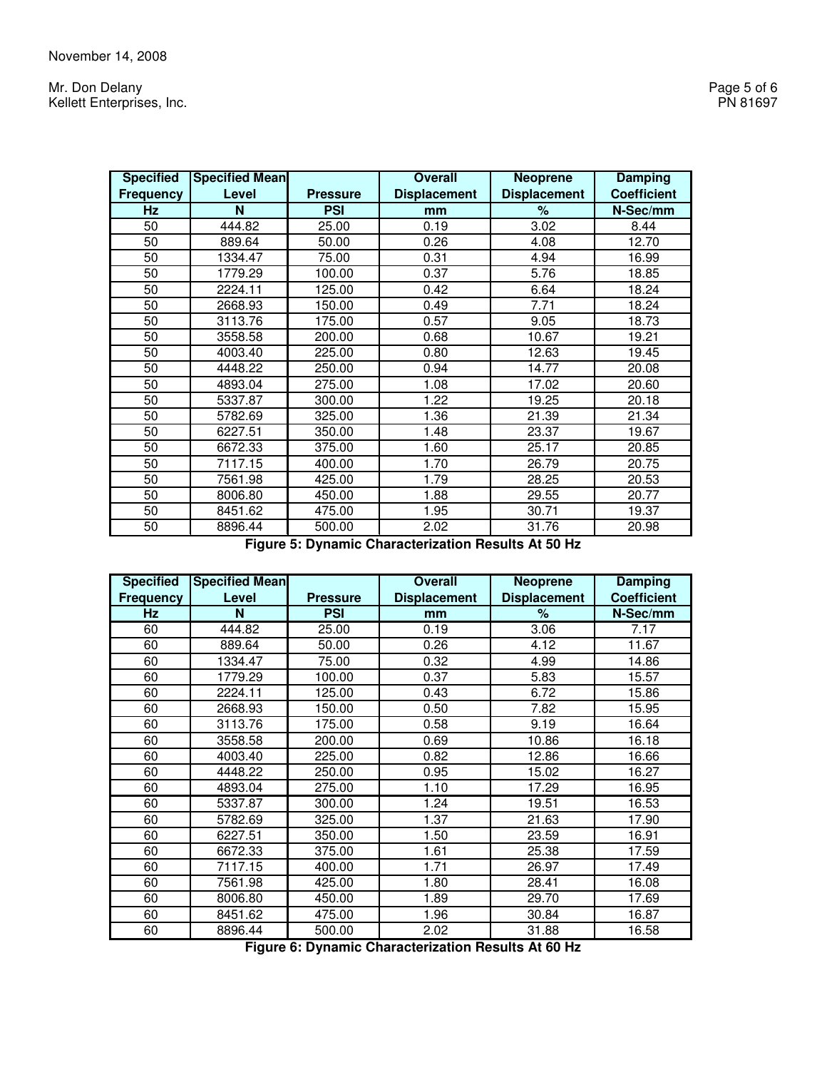| Specified Frequency | Specified Mean Level | Pressure | Overall Displacement | Neoprene Displacement | Damping Coefficient |
|---|---|---|---|---|---|
| Hz | N | PSI | mm | % | N-Sec/mm |
| 50 | 444.82 | 25.00 | 0.19 | 3.02 | 8.44 |
| 50 | 889.64 | 50.00 | 0.26 | 4.08 | 12.70 |
| 50 | 1334.47 | 75.00 | 0.31 | 4.94 | 16.99 |
| 50 | 1779.29 | 100.00 | 0.37 | 5.76 | 18.85 |
| 50 | 2224.11 | 125.00 | 0.42 | 6.64 | 18.24 |
| 50 | 2668.93 | 150.00 | 0.49 | 7.71 | 18.24 |
| 50 | 3113.76 | 175.00 | 0.57 | 9.05 | 18.73 |
| 50 | 3558.58 | 200.00 | 0.68 | 10.67 | 19.21 |
| 50 | 4003.40 | 225.00 | 0.80 | 12.63 | 19.45 |
| 50 | 4448.22 | 250.00 | 0.94 | 14.77 | 20.08 |
| 50 | 4893.04 | 275.00 | 1.08 | 17.02 | 20.60 |
| 50 | 5337.87 | 300.00 | 1.22 | 19.25 | 20.18 |
| 50 | 5782.69 | 325.00 | 1.36 | 21.39 | 21.34 |
| 50 | 6227.51 | 350.00 | 1.48 | 23.37 | 19.67 |
| 50 | 6672.33 | 375.00 | 1.60 | 25.17 | 20.85 |
| 50 | 7117.15 | 400.00 | 1.70 | 26.79 | 20.75 |
| 50 | 7561.98 | 425.00 | 1.79 | 28.25 | 20.53 |
| 50 | 8006.80 | 450.00 | 1.88 | 29.55 | 20.77 |
| 50 | 8451.62 | 475.00 | 1.95 | 30.71 | 19.37 |
| 50 | 8896.44 | 500.00 | 2.02 | 31.76 | 20.98 |

**Figure 5: Dynamic Characterization Results At 50 Hz**

| Specified Frequency | Specified Mean Level | Pressure | Overall Displacement | Neoprene Displacement | Damping Coefficient |
|---|---|---|---|---|---|
| Hz | N | PSI | mm | % | N-Sec/mm |
| 60 | 444.82 | 25.00 | 0.19 | 3.06 | 7.17 |
| 60 | 889.64 | 50.00 | 0.26 | 4.12 | 11.67 |
| 60 | 1334.47 | 75.00 | 0.32 | 4.99 | 14.86 |
| 60 | 1779.29 | 100.00 | 0.37 | 5.83 | 15.57 |
| 60 | 2224.11 | 125.00 | 0.43 | 6.72 | 15.86 |
| 60 | 2668.93 | 150.00 | 0.50 | 7.82 | 15.95 |
| 60 | 3113.76 | 175.00 | 0.58 | 9.19 | 16.64 |
| 60 | 3558.58 | 200.00 | 0.69 | 10.86 | 16.18 |
| 60 | 4003.40 | 225.00 | 0.82 | 12.86 | 16.66 |
| 60 | 4448.22 | 250.00 | 0.95 | 15.02 | 16.27 |
| 60 | 4893.04 | 275.00 | 1.10 | 17.29 | 16.95 |
| 60 | 5337.87 | 300.00 | 1.24 | 19.51 | 16.53 |
| 60 | 5782.69 | 325.00 | 1.37 | 21.63 | 17.90 |
| 60 | 6227.51 | 350.00 | 1.50 | 23.59 | 16.91 |
| 60 | 6672.33 | 375.00 | 1.61 | 25.38 | 17.59 |
| 60 | 7117.15 | 400.00 | 1.71 | 26.97 | 17.49 |
| 60 | 7561.98 | 425.00 | 1.80 | 28.41 | 16.08 |
| 60 | 8006.80 | 450.00 | 1.89 | 29.70 | 17.69 |
| 60 | 8451.62 | 475.00 | 1.96 | 30.84 | 16.87 |
| 60 | 8896.44 | 500.00 | 2.02 | 31.88 | 16.58 |

**Figure 6: Dynamic Characterization Results At 60 Hz**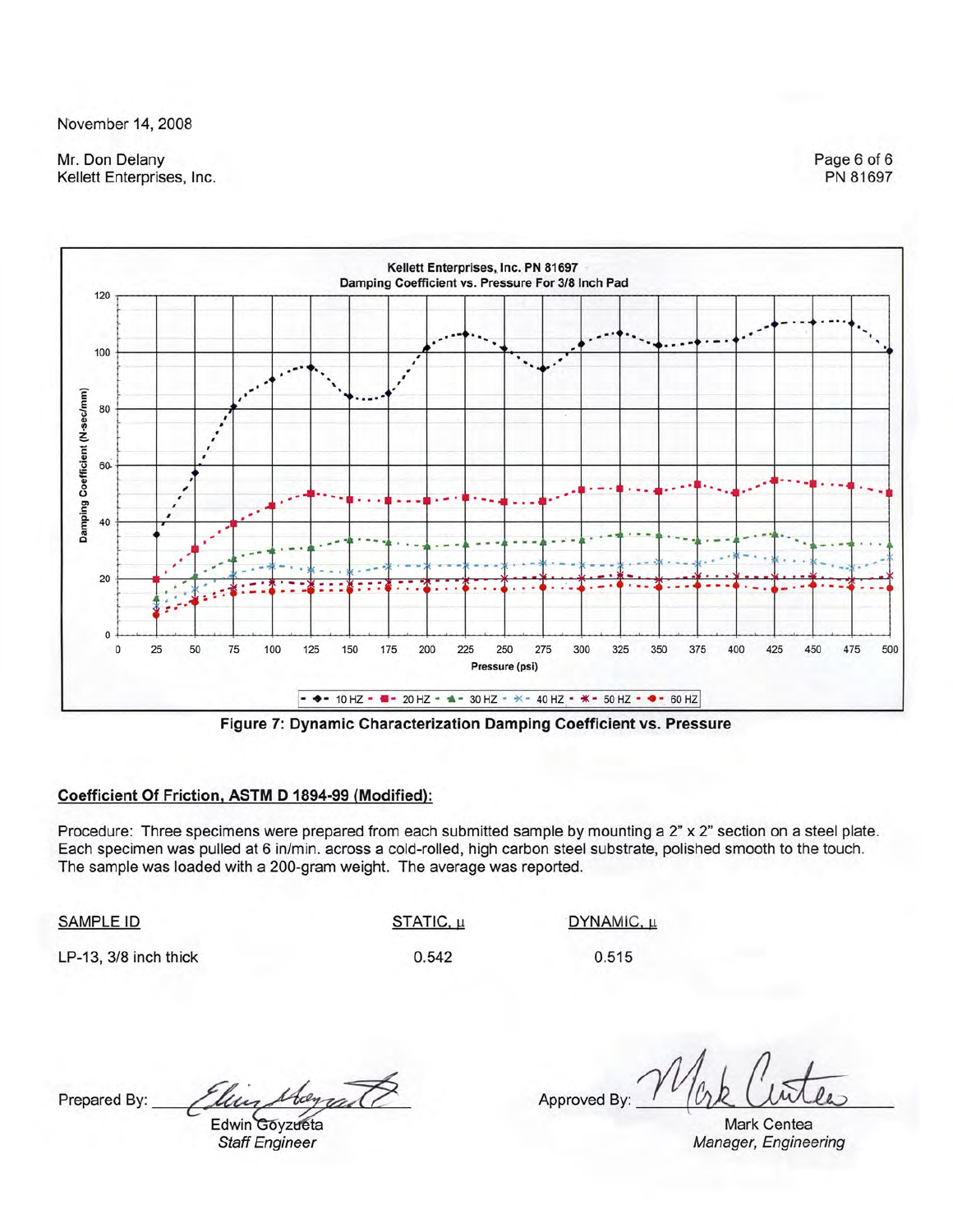November 14, 2008

Mr. Don Delany
Kellett Enterprises, Inc.

Kellett Enterprises, Inc. PN 81697
Damping Coefficient vs. Pressure For 3/8 Inch Pad

Damping Coefficient (N-sec/mm)

0
20
40
60
80
100
120

0 25 50 75 100 125 150 175 200 225 250 275 300 325 350 375 400 425 450 475 500

Pressure (psi)

10 HZ 20 HZ 30 HZ 40 HZ 50 HZ 60 HZ

**Figure 7: Dynamic Characterization Damping Coefficient vs. Pressure**

## Coefficient Of Friction, ASTM D 1894-99 (Modified):

Procedure: Three specimens were prepared from each submitted sample by mounting a 2" x 2" section on a steel plate. Each specimen was pulled at 6 in/min. across a cold-rolled, high carbon steel substrate, polished smooth to the touch. The sample was loaded with a 200-gram weight. The average was reported.

| SAMPLE ID | STATIC, µ | DYNAMIC, µ |
|---|---|---|
| LP-13, 3/8 inch thick | 0.542 | 0.515 |

Prepared By: Edwin Goyzueta
*Staff Engineer*

Approved By: Mark Centea
*Manager, Engineering*